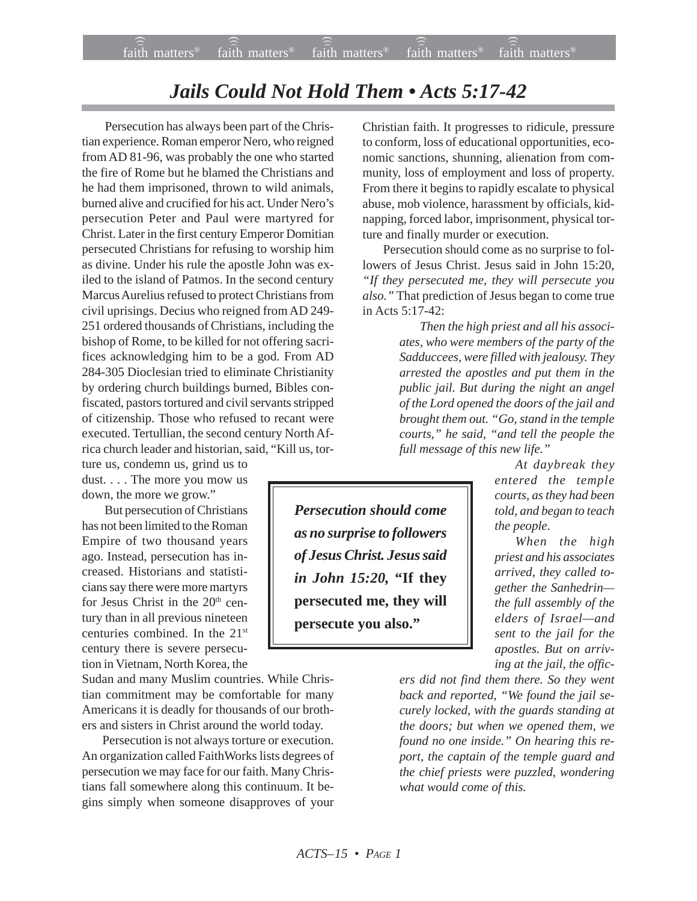# *Jails Could Not Hold Them • Acts 5:17-42*

Persecution has always been part of the Christian experience. Roman emperor Nero, who reigned from AD 81-96, was probably the one who started the fire of Rome but he blamed the Christians and he had them imprisoned, thrown to wild animals, burned alive and crucified for his act. Under Nero's persecution Peter and Paul were martyred for Christ. Later in the first century Emperor Domitian persecuted Christians for refusing to worship him as divine. Under his rule the apostle John was exiled to the island of Patmos. In the second century Marcus Aurelius refused to protect Christians from civil uprisings. Decius who reigned from AD 249-251 ordered thousands of Christians, including the bishop of Rome, to be killed for not offering sacrifices acknowledging him to be a god. From AD 284-305 Dioclesian tried to eliminate Christianity by ordering church buildings burned, Bibles confiscated, pastors tortured and civil servants stripped of citizenship. Those who refused to recant were executed. Tertullian, the second century North Africa church leader and historian, said, "Kill us, torture us, condemn us, grind us to dust. . . . The more you mow us down, the more we grow."

But persecution of Christians has not been limited to the Roman Empire of two thousand years ago. Instead, persecution has increased. Historians and statisticians say there were more martyrs for Jesus Christ in the 20th century than in all previous nineteen centuries combined. In the 21st century there is severe persecution in Vietnam, North Korea, the Sudan and many Muslim countries. While Christian commitment may be comfortable for many Americans it is deadly for thousands of our brothers and sisters in Christ around the world today.

Persecution is not always torture or execution. An organization called FaithWorks lists degrees of persecution we may face for our faith. Many Christians fall somewhere along this continuum. It begins simply when someone disapproves of your Christian faith. It progresses to ridicule, pressure to conform, loss of educational opportunities, economic sanctions, shunning, alienation from community, loss of employment and loss of property. From there it begins to rapidly escalate to physical abuse, mob violence, harassment by officials, kidnapping, forced labor, imprisonment, physical torture and finally murder or execution.

Persecution should come as no surprise to followers of Jesus Christ. Jesus said in John 15:20, *"If they persecuted me, they will persecute you also."* That prediction of Jesus began to come true in Acts 5:17-42:

> *Then the high priest and all his associates, who were members of the party of the Sadducces, were filled with jealousy. They arrested the apostles and put them in the public jail. But during the night an angel of the Lord opened the doors of the jail and brought them out. "Go, stand in the temple courts," he said, "and tell the people the full message of this new life."*
>
> *At daybreak they entered the temple courts, as they had been told, and began to teach the people.*
>
> *When the high priest and his associates arrived, they called together the Sanhedrin—the full assembly of the elders of Israel—and sent to the jail for the apostles. But on arriving at the jail, the officers did not find them there. So they went back and reported, "We found the jail securely locked, with the guards standing at the doors; but when we opened them, we found no one inside." On hearing this report, the captain of the temple guard and the chief priests were puzzled, wondering what would come of this.*

> ***Persecution should come as no surprise to followers of Jesus Christ. Jesus said in John 15:20, "If they persecuted me, they will persecute you also."***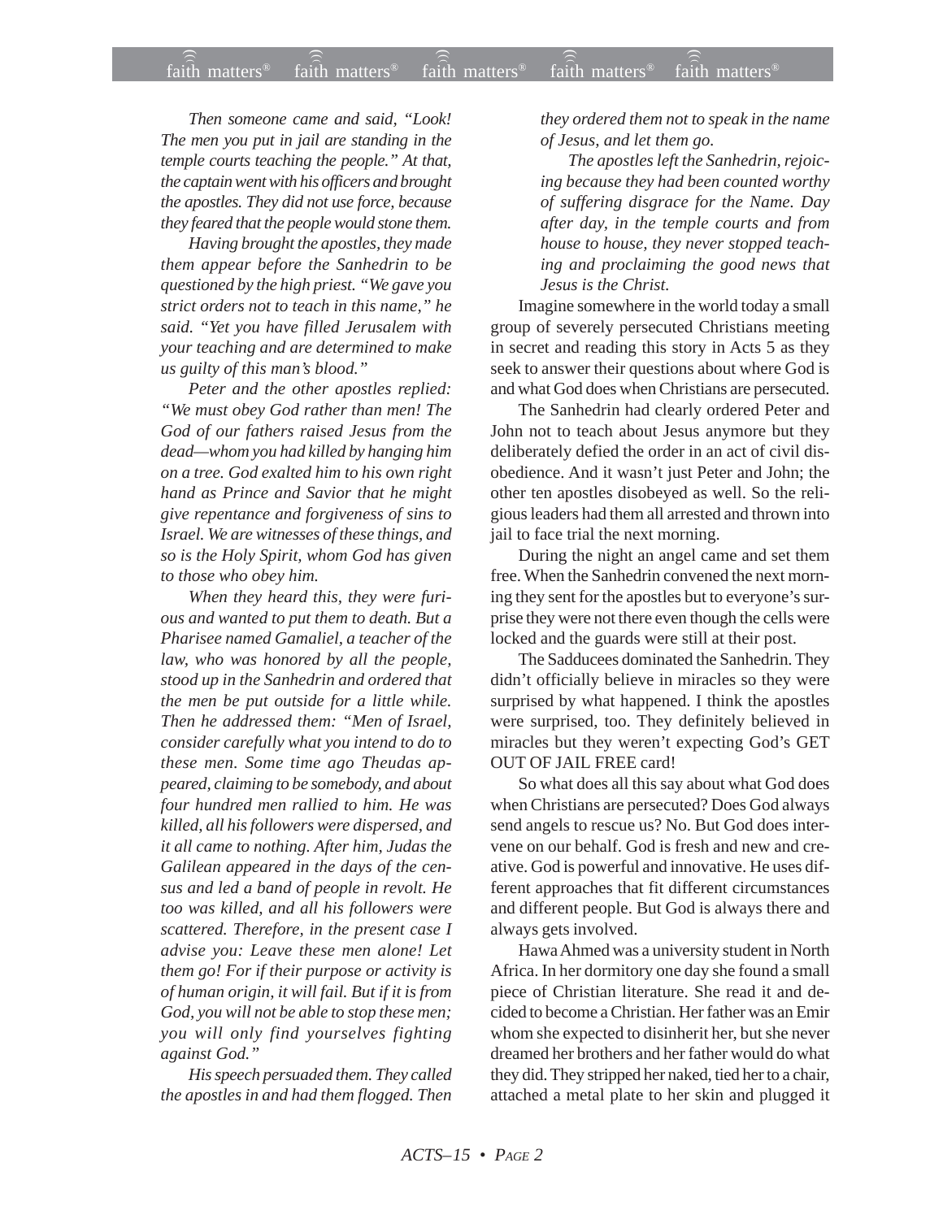*Then someone came and said, "Look! The men you put in jail are standing in the temple courts teaching the people." At that, the captain went with his officers and brought the apostles. They did not use force, because they feared that the people would stone them.*

*Having brought the apostles, they made them appear before the Sanhedrin to be questioned by the high priest. "We gave you strict orders not to teach in this name," he said. "Yet you have filled Jerusalem with your teaching and are determined to make us guilty of this man's blood."*

*Peter and the other apostles replied: "We must obey God rather than men! The God of our fathers raised Jesus from the dead—whom you had killed by hanging him on a tree. God exalted him to his own right hand as Prince and Savior that he might give repentance and forgiveness of sins to Israel. We are witnesses of these things, and so is the Holy Spirit, whom God has given to those who obey him.*

*When they heard this, they were furious and wanted to put them to death. But a Pharisee named Gamaliel, a teacher of the law, who was honored by all the people, stood up in the Sanhedrin and ordered that the men be put outside for a little while. Then he addressed them: "Men of Israel, consider carefully what you intend to do to these men. Some time ago Theudas appeared, claiming to be somebody, and about four hundred men rallied to him. He was killed, all his followers were dispersed, and it all came to nothing. After him, Judas the Galilean appeared in the days of the census and led a band of people in revolt. He too was killed, and all his followers were scattered. Therefore, in the present case I advise you: Leave these men alone! Let them go! For if their purpose or activity is of human origin, it will fail. But if it is from God, you will not be able to stop these men; you will only find yourselves fighting against God."*

*His speech persuaded them. They called the apostles in and had them flogged. Then they ordered them not to speak in the name of Jesus, and let them go.*

*The apostles left the Sanhedrin, rejoicing because they had been counted worthy of suffering disgrace for the Name. Day after day, in the temple courts and from house to house, they never stopped teaching and proclaiming the good news that Jesus is the Christ.*

Imagine somewhere in the world today a small group of severely persecuted Christians meeting in secret and reading this story in Acts 5 as they seek to answer their questions about where God is and what God does when Christians are persecuted.

The Sanhedrin had clearly ordered Peter and John not to teach about Jesus anymore but they deliberately defied the order in an act of civil disobedience. And it wasn't just Peter and John; the other ten apostles disobeyed as well. So the religious leaders had them all arrested and thrown into jail to face trial the next morning.

During the night an angel came and set them free. When the Sanhedrin convened the next morning they sent for the apostles but to everyone's surprise they were not there even though the cells were locked and the guards were still at their post.

The Sadducees dominated the Sanhedrin. They didn't officially believe in miracles so they were surprised by what happened. I think the apostles were surprised, too. They definitely believed in miracles but they weren't expecting God's GET OUT OF JAIL FREE card!

So what does all this say about what God does when Christians are persecuted? Does God always send angels to rescue us? No. But God does intervene on our behalf. God is fresh and new and creative. God is powerful and innovative. He uses different approaches that fit different circumstances and different people. But God is always there and always gets involved.

Hawa Ahmed was a university student in North Africa. In her dormitory one day she found a small piece of Christian literature. She read it and decided to become a Christian. Her father was an Emir whom she expected to disinherit her, but she never dreamed her brothers and her father would do what they did. They stripped her naked, tied her to a chair, attached a metal plate to her skin and plugged it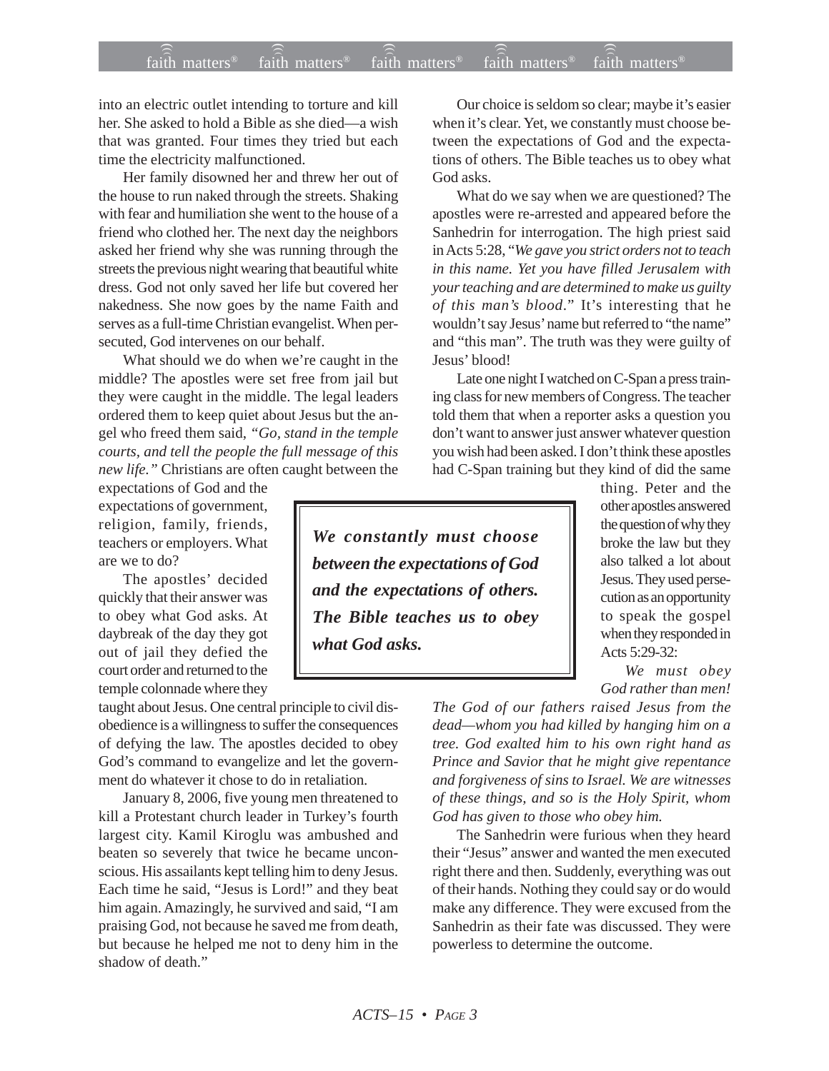into an electric outlet intending to torture and kill her. She asked to hold a Bible as she died—a wish that was granted. Four times they tried but each time the electricity malfunctioned.

Her family disowned her and threw her out of the house to run naked through the streets. Shaking with fear and humiliation she went to the house of a friend who clothed her. The next day the neighbors asked her friend why she was running through the streets the previous night wearing that beautiful white dress. God not only saved her life but covered her nakedness. She now goes by the name Faith and serves as a full-time Christian evangelist. When persecuted, God intervenes on our behalf.

What should we do when we're caught in the middle? The apostles were set free from jail but they were caught in the middle. The legal leaders ordered them to keep quiet about Jesus but the angel who freed them said, *"Go, stand in the temple courts, and tell the people the full message of this new life."* Christians are often caught between the expectations of God and the expectations of government, religion, family, friends, teachers or employers. What are we to do?

The apostles' decided quickly that their answer was to obey what God asks. At daybreak of the day they got out of jail they defied the court order and returned to the temple colonnade where they taught about Jesus. One central principle to civil disobedience is a willingness to suffer the consequences of defying the law. The apostles decided to obey God's command to evangelize and let the government do whatever it chose to do in retaliation.

January 8, 2006, five young men threatened to kill a Protestant church leader in Turkey's fourth largest city. Kamil Kiroglu was ambushed and beaten so severely that twice he became unconscious. His assailants kept telling him to deny Jesus. Each time he said, "Jesus is Lord!" and they beat him again. Amazingly, he survived and said, "I am praising God, not because he saved me from death, but because he helped me not to deny him in the shadow of death."

Our choice is seldom so clear; maybe it's easier when it's clear. Yet, we constantly must choose between the expectations of God and the expectations of others. The Bible teaches us to obey what God asks.

What do we say when we are questioned? The apostles were re-arrested and appeared before the Sanhedrin for interrogation. The high priest said in Acts 5:28, "*We gave you strict orders not to teach in this name. Yet you have filled Jerusalem with your teaching and are determined to make us guilty of this man's blood.*" It's interesting that he wouldn't say Jesus' name but referred to "the name" and "this man". The truth was they were guilty of Jesus' blood!

Late one night I watched on C-Span a press training class for new members of Congress. The teacher told them that when a reporter asks a question you don't want to answer just answer whatever question you wish had been asked. I don't think these apostles had C-Span training but they kind of did the same thing. Peter and the other apostles answered the question of why they broke the law but they also talked a lot about Jesus. They used persecution as an opportunity to speak the gospel when they responded in Acts 5:29-32:

> ***We constantly must choose between the expectations of God and the expectations of others. The Bible teaches us to obey what God asks.***

*We must obey God rather than men! The God of our fathers raised Jesus from the dead—whom you had killed by hanging him on a tree. God exalted him to his own right hand as Prince and Savior that he might give repentance and forgiveness of sins to Israel. We are witnesses of these things, and so is the Holy Spirit, whom God has given to those who obey him.*

The Sanhedrin were furious when they heard their "Jesus" answer and wanted the men executed right there and then. Suddenly, everything was out of their hands. Nothing they could say or do would make any difference. They were excused from the Sanhedrin as their fate was discussed. They were powerless to determine the outcome.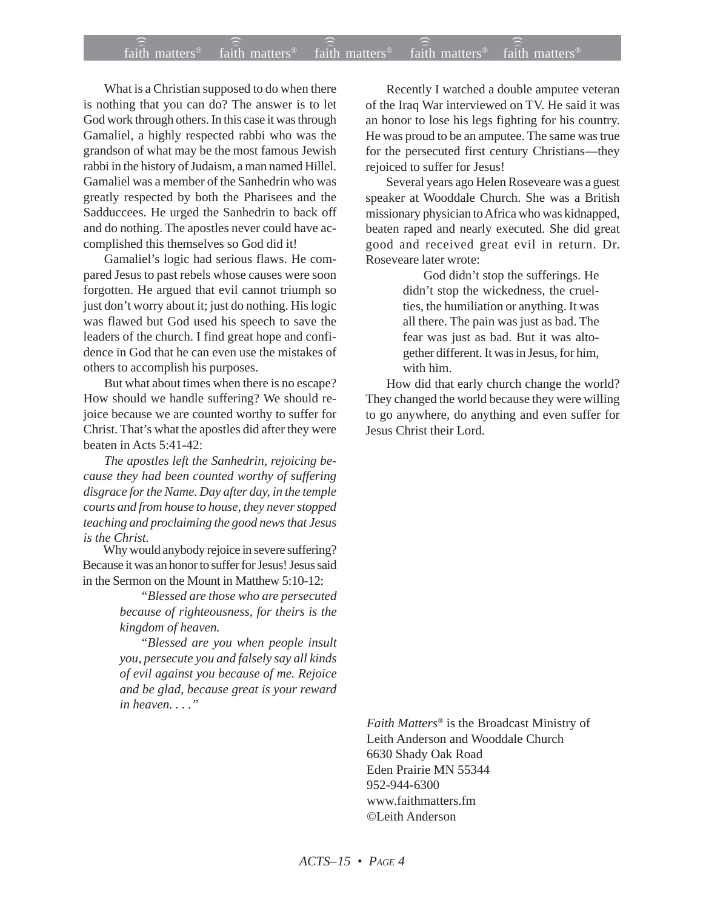What is a Christian supposed to do when there is nothing that you can do? The answer is to let God work through others. In this case it was through Gamaliel, a highly respected rabbi who was the grandson of what may be the most famous Jewish rabbi in the history of Judaism, a man named Hillel. Gamaliel was a member of the Sanhedrin who was greatly respected by both the Pharisees and the Sadducees. He urged the Sanhedrin to back off and do nothing. The apostles never could have accomplished this themselves so God did it!

Gamaliel's logic had serious flaws. He compared Jesus to past rebels whose causes were soon forgotten. He argued that evil cannot triumph so just don't worry about it; just do nothing. His logic was flawed but God used his speech to save the leaders of the church. I find great hope and confidence in God that he can even use the mistakes of others to accomplish his purposes.

But what about times when there is no escape? How should we handle suffering? We should rejoice because we are counted worthy to suffer for Christ. That's what the apostles did after they were beaten in Acts 5:41-42:

*The apostles left the Sanhedrin, rejoicing because they had been counted worthy of suffering disgrace for the Name. Day after day, in the temple courts and from house to house, they never stopped teaching and proclaiming the good news that Jesus is the Christ.*

Why would anybody rejoice in severe suffering? Because it was an honor to suffer for Jesus! Jesus said in the Sermon on the Mount in Matthew 5:10-12:

> *"Blessed are those who are persecuted because of righteousness, for theirs is the kingdom of heaven.*
>
> *"Blessed are you when people insult you, persecute you and falsely say all kinds of evil against you because of me. Rejoice and be glad, because great is your reward in heaven. . . ."*

Recently I watched a double amputee veteran of the Iraq War interviewed on TV. He said it was an honor to lose his legs fighting for his country. He was proud to be an amputee. The same was true for the persecuted first century Christians—they rejoiced to suffer for Jesus!

Several years ago Helen Roseveare was a guest speaker at Wooddale Church. She was a British missionary physician to Africa who was kidnapped, beaten raped and nearly executed. She did great good and received great evil in return. Dr. Roseveare later wrote:

> God didn't stop the sufferings. He didn't stop the wickedness, the cruelties, the humiliation or anything. It was all there. The pain was just as bad. The fear was just as bad. But it was altogether different. It was in Jesus, for him, with him.

How did that early church change the world? They changed the world because they were willing to go anywhere, do anything and even suffer for Jesus Christ their Lord.

*Faith Matters®* is the Broadcast Ministry of
Leith Anderson and Wooddale Church
6630 Shady Oak Road
Eden Prairie MN 55344
952-944-6300
www.faithmatters.fm
©Leith Anderson